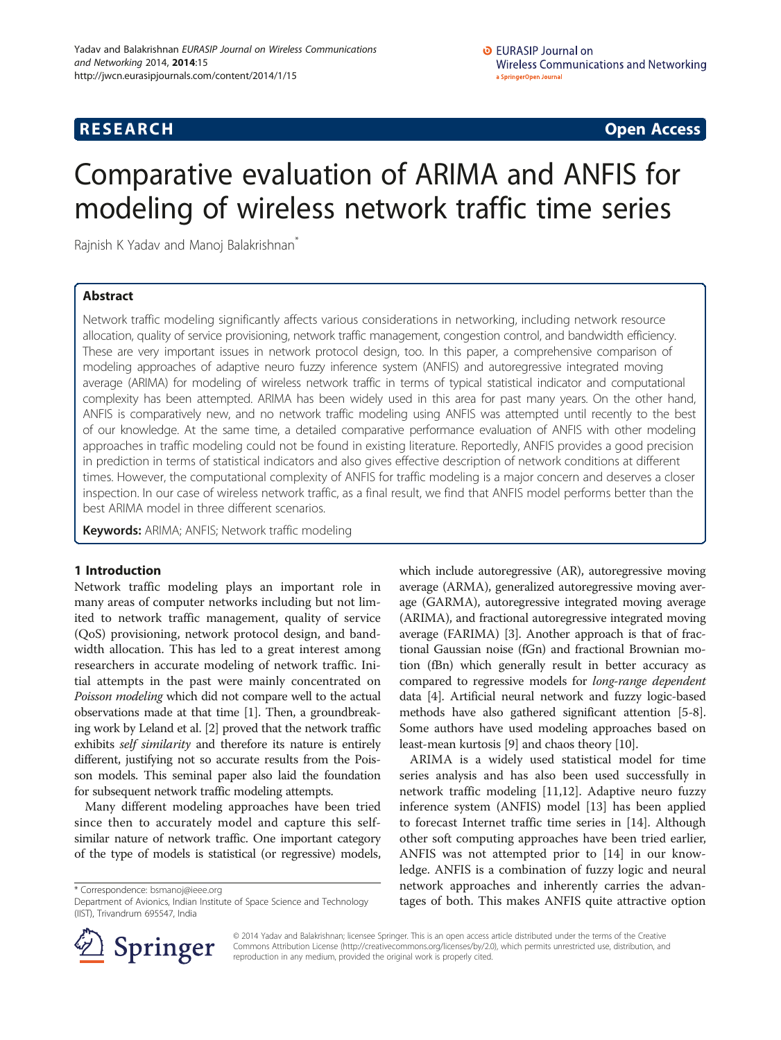**RESEARCH** **Open Access**

# Comparative evaluation of ARIMA and ANFIS for modeling of wireless network traffic time series

Rajnish K Yadav and Manoj Balakrishnan*

## Abstract

Network traffic modeling significantly affects various considerations in networking, including network resource allocation, quality of service provisioning, network traffic management, congestion control, and bandwidth efficiency. These are very important issues in network protocol design, too. In this paper, a comprehensive comparison of modeling approaches of adaptive neuro fuzzy inference system (ANFIS) and autoregressive integrated moving average (ARIMA) for modeling of wireless network traffic in terms of typical statistical indicator and computational complexity has been attempted. ARIMA has been widely used in this area for past many years. On the other hand, ANFIS is comparatively new, and no network traffic modeling using ANFIS was attempted until recently to the best of our knowledge. At the same time, a detailed comparative performance evaluation of ANFIS with other modeling approaches in traffic modeling could not be found in existing literature. Reportedly, ANFIS provides a good precision in prediction in terms of statistical indicators and also gives effective description of network conditions at different times. However, the computational complexity of ANFIS for traffic modeling is a major concern and deserves a closer inspection. In our case of wireless network traffic, as a final result, we find that ANFIS model performs better than the best ARIMA model in three different scenarios.

**Keywords:** ARIMA; ANFIS; Network traffic modeling

## 1 Introduction

Network traffic modeling plays an important role in many areas of computer networks including but not limited to network traffic management, quality of service (QoS) provisioning, network protocol design, and bandwidth allocation. This has led to a great interest among researchers in accurate modeling of network traffic. Initial attempts in the past were mainly concentrated on *Poisson modeling* which did not compare well to the actual observations made at that time [1]. Then, a groundbreaking work by Leland et al. [2] proved that the network traffic exhibits *self similarity* and therefore its nature is entirely different, justifying not so accurate results from the Poisson models. This seminal paper also laid the foundation for subsequent network traffic modeling attempts.

Many different modeling approaches have been tried since then to accurately model and capture this self-similar nature of network traffic. One important category of the type of models is statistical (or regressive) models, which include autoregressive (AR), autoregressive moving average (ARMA), generalized autoregressive moving average (GARMA), autoregressive integrated moving average (ARIMA), and fractional autoregressive integrated moving average (FARIMA) [3]. Another approach is that of fractional Gaussian noise (fGn) and fractional Brownian motion (fBn) which generally result in better accuracy as compared to regressive models for *long-range dependent* data [4]. Artificial neural network and fuzzy logic-based methods have also gathered significant attention [5-8]. Some authors have used modeling approaches based on least-mean kurtosis [9] and chaos theory [10].

ARIMA is a widely used statistical model for time series analysis and has also been used successfully in network traffic modeling [11,12]. Adaptive neuro fuzzy inference system (ANFIS) model [13] has been applied to forecast Internet traffic time series in [14]. Although other soft computing approaches have been tried earlier, ANFIS was not attempted prior to [14] in our knowledge. ANFIS is a combination of fuzzy logic and neural network approaches and inherently carries the advantages of both. This makes ANFIS quite attractive option

\* Correspondence: bsmanoj@ieee.org
Department of Avionics, Indian Institute of Space Science and Technology (IIST), Trivandrum 695547, India

© 2014 Yadav and Balakrishnan; licensee Springer. This is an open access article distributed under the terms of the Creative Commons Attribution License (http://creativecommons.org/licenses/by/2.0), which permits unrestricted use, distribution, and reproduction in any medium, provided the original work is properly cited.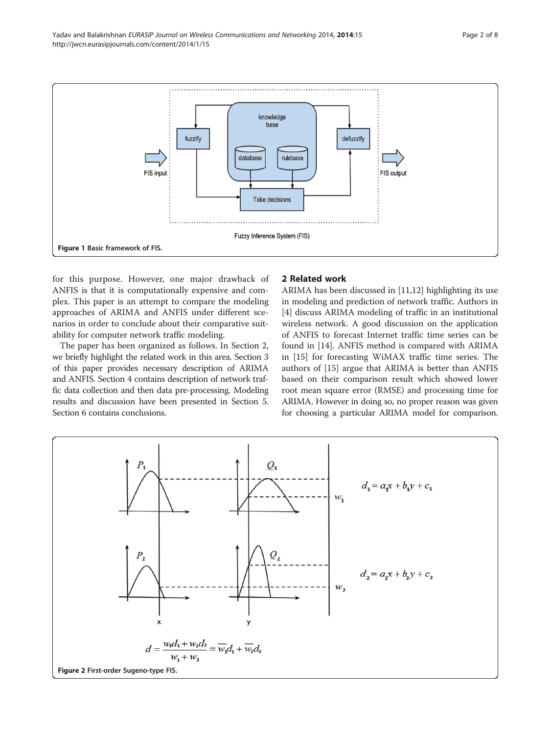Figure 1 Basic framework of FIS.

for this purpose. However, one major drawback of ANFIS is that it is computationally expensive and complex. This paper is an attempt to compare the modeling approaches of ARIMA and ANFIS under different scenarios in order to conclude about their comparative suitability for computer network traffic modeling.

The paper has been organized as follows. In Section 2, we briefly highlight the related work in this area. Section 3 of this paper provides necessary description of ARIMA and ANFIS. Section 4 contains description of network traffic data collection and then data pre-processing. Modeling results and discussion have been presented in Section 5. Section 6 contains conclusions.

## 2 Related work

ARIMA has been discussed in [11,12] highlighting its use in modeling and prediction of network traffic. Authors in [4] discuss ARIMA modeling of traffic in an institutional wireless network. A good discussion on the application of ANFIS to forecast Internet traffic time series can be found in [14]. ANFIS method is compared with ARIMA in [15] for forecasting WiMAX traffic time series. The authors of [15] argue that ARIMA is better than ANFIS based on their comparison result which showed lower root mean square error (RMSE) and processing time for ARIMA. However in doing so, no proper reason was given for choosing a particular ARIMA model for comparison.

$$d_1 = a_1x + b_1y + c_1$$

$$d_2 = a_2x + b_2y + c_2$$

$$d = \frac{w_1d_1 + w_2d_2}{w_1 + w_2} = \overline{w_1}d_1 + \overline{w_2}d_2$$

Figure 2 First-order Sugeno-type FIS.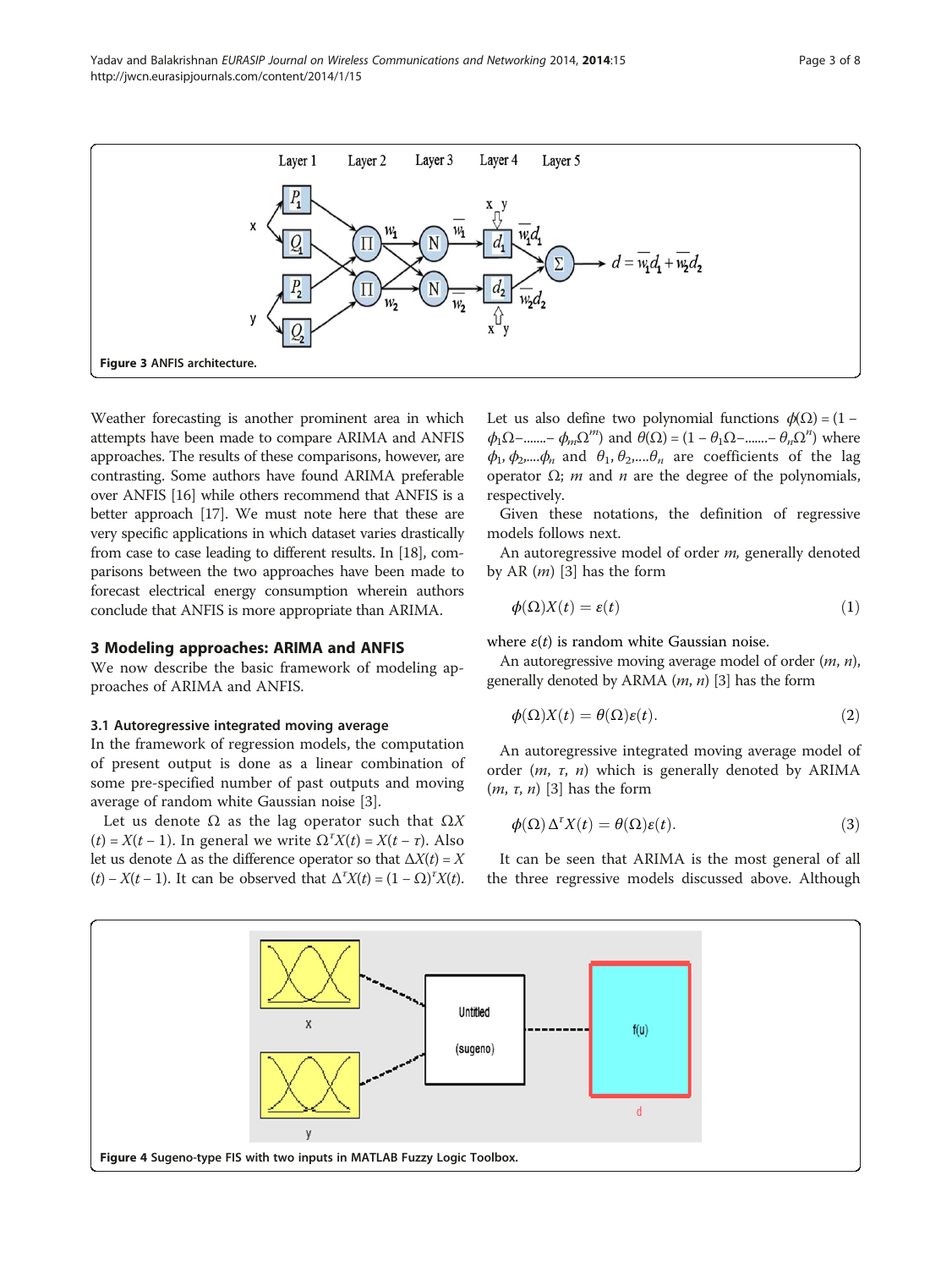Figure 3 ANFIS architecture.

Weather forecasting is another prominent area in which attempts have been made to compare ARIMA and ANFIS approaches. The results of these comparisons, however, are contrasting. Some authors have found ARIMA preferable over ANFIS [16] while others recommend that ANFIS is a better approach [17]. We must note here that these are very specific applications in which dataset varies drastically from case to case leading to different results. In [18], comparisons between the two approaches have been made to forecast electrical energy consumption wherein authors conclude that ANFIS is more appropriate than ARIMA.

## 3 Modeling approaches: ARIMA and ANFIS

We now describe the basic framework of modeling approaches of ARIMA and ANFIS.

### 3.1 Autoregressive integrated moving average

In the framework of regression models, the computation of present output is done as a linear combination of some pre-specified number of past outputs and moving average of random white Gaussian noise [3].

Let us denote $\Omega$ as the lag operator such that $\Omega X(t) = X(t-1)$. In general we write $\Omega^{\tau} X(t) = X(t-\tau)$. Also let us denote $\Delta$ as the difference operator so that $\Delta X(t) = X(t) - X(t-1)$. It can be observed that $\Delta^{\tau} X(t) = (1-\Omega)^{\tau} X(t)$. Let us also define two polynomial functions $\phi(\Omega) = (1 - \phi_1\Omega - \ldots - \phi_m\Omega^m)$ and $\theta(\Omega) = (1 - \theta_1\Omega - \ldots - \theta_n\Omega^n)$ where $\phi_1, \phi_2, \ldots \phi_n$ and $\theta_1, \theta_2, \ldots \theta_n$ are coefficients of the lag operator $\Omega$; $m$ and $n$ are the degree of the polynomials, respectively.

Given these notations, the definition of regressive models follows next.

An autoregressive model of order $m$, generally denoted by AR ($m$) [3] has the form

$$\phi(\Omega)X(t) = \varepsilon(t) \tag{1}$$

where $\varepsilon(t)$ is random white Gaussian noise.

An autoregressive moving average model of order ($m$, $n$), generally denoted by ARMA ($m$, $n$) [3] has the form

$$\phi(\Omega)X(t) = \theta(\Omega)\varepsilon(t). \tag{2}$$

An autoregressive integrated moving average model of order ($m$, $\tau$, $n$) which is generally denoted by ARIMA ($m$, $\tau$, $n$) [3] has the form

$$\phi(\Omega)\Delta^{\tau}X(t) = \theta(\Omega)\varepsilon(t). \tag{3}$$

It can be seen that ARIMA is the most general of all the three regressive models discussed above. Although

Figure 4 Sugeno-type FIS with two inputs in MATLAB Fuzzy Logic Toolbox.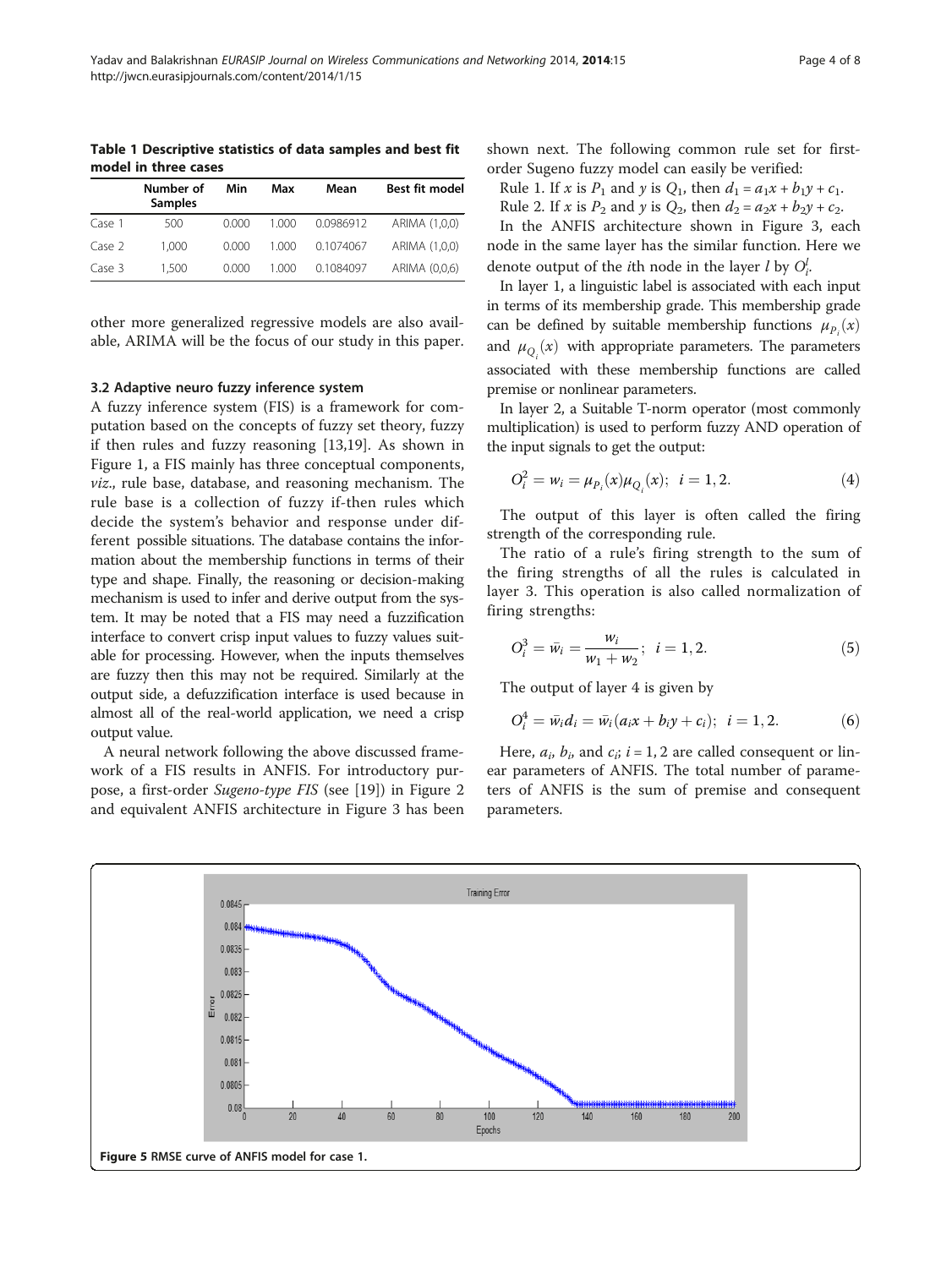**Table 1 Descriptive statistics of data samples and best fit model in three cases**

| | Number of Samples | Min | Max | Mean | Best fit model |
|---|---|---|---|---|---|
| Case 1 | 500 | 0.000 | 1.000 | 0.0986912 | ARIMA (1,0,0) |
| Case 2 | 1,000 | 0.000 | 1.000 | 0.1074067 | ARIMA (1,0,0) |
| Case 3 | 1,500 | 0.000 | 1.000 | 0.1084097 | ARIMA (0,0,6) |

other more generalized regressive models are also available, ARIMA will be the focus of our study in this paper.

### 3.2 Adaptive neuro fuzzy inference system

A fuzzy inference system (FIS) is a framework for computation based on the concepts of fuzzy set theory, fuzzy if then rules and fuzzy reasoning [13,19]. As shown in Figure 1, a FIS mainly has three conceptual components, *viz*., rule base, database, and reasoning mechanism. The rule base is a collection of fuzzy if-then rules which decide the system's behavior and response under different possible situations. The database contains the information about the membership functions in terms of their type and shape. Finally, the reasoning or decision-making mechanism is used to infer and derive output from the system. It may be noted that a FIS may need a fuzzification interface to convert crisp input values to fuzzy values suitable for processing. However, when the inputs themselves are fuzzy then this may not be required. Similarly at the output side, a defuzzification interface is used because in almost all of the real-world application, we need a crisp output value.

A neural network following the above discussed framework of a FIS results in ANFIS. For introductory purpose, a first-order *Sugeno-type FIS* (see [19]) in Figure 2 and equivalent ANFIS architecture in Figure 3 has been shown next. The following common rule set for first-order Sugeno fuzzy model can easily be verified:

Rule 1. If $x$ is $P_1$ and $y$ is $Q_1$, then $d_1 = a_1x + b_1y + c_1$.

Rule 2. If $x$ is $P_2$ and $y$ is $Q_2$, then $d_2 = a_2x + b_2y + c_2$.

In the ANFIS architecture shown in Figure 3, each node in the same layer has the similar function. Here we denote output of the $i$th node in the layer $l$ by $O_i^l$.

In layer 1, a linguistic label is associated with each input in terms of its membership grade. This membership grade can be defined by suitable membership functions $\mu_{P_i}(x)$ and $\mu_{Q_i}(x)$ with appropriate parameters. The parameters associated with these membership functions are called premise or nonlinear parameters.

In layer 2, a Suitable T-norm operator (most commonly multiplication) is used to perform fuzzy AND operation of the input signals to get the output:

$$O_i^2 = w_i = \mu_{P_i}(x)\mu_{Q_i}(x); \;\; i = 1, 2. \tag{4}$$

The output of this layer is often called the firing strength of the corresponding rule.

The ratio of a rule's firing strength to the sum of the firing strengths of all the rules is calculated in layer 3. This operation is also called normalization of firing strengths:

$$O_i^3 = \bar{w}_i = \frac{w_i}{w_1 + w_2}; \;\; i = 1, 2. \tag{5}$$

The output of layer 4 is given by

$$O_i^4 = \bar{w}_i d_i = \bar{w}_i (a_i x + b_i y + c_i); \;\; i = 1, 2. \tag{6}$$

Here, $a_i$, $b_i$, and $c_i$; $i = 1, 2$ are called consequent or linear parameters of ANFIS. The total number of parameters of ANFIS is the sum of premise and consequent parameters.

**Figure 5** RMSE curve of ANFIS model for case 1.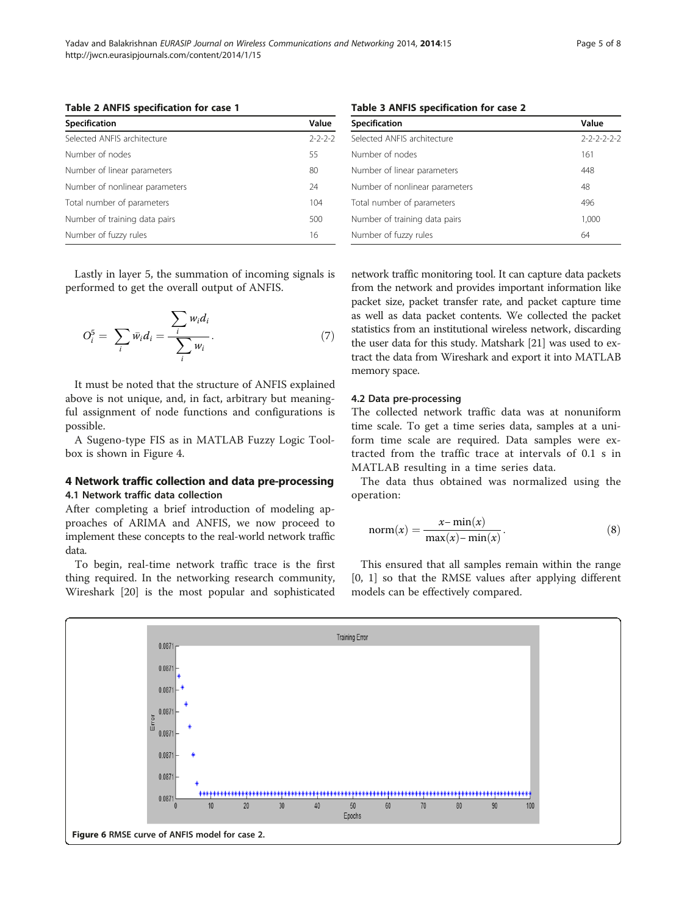**Table 2 ANFIS specification for case 1**

| Specification | Value |
| --- | --- |
| Selected ANFIS architecture | 2-2-2-2 |
| Number of nodes | 55 |
| Number of linear parameters | 80 |
| Number of nonlinear parameters | 24 |
| Total number of parameters | 104 |
| Number of training data pairs | 500 |
| Number of fuzzy rules | 16 |

**Table 3 ANFIS specification for case 2**

| Specification | Value |
| --- | --- |
| Selected ANFIS architecture | 2-2-2-2-2-2 |
| Number of nodes | 161 |
| Number of linear parameters | 448 |
| Number of nonlinear parameters | 48 |
| Total number of parameters | 496 |
| Number of training data pairs | 1,000 |
| Number of fuzzy rules | 64 |

Lastly in layer 5, the summation of incoming signals is performed to get the overall output of ANFIS.

$$O_i^5 = \sum_i \bar{w}_i d_i = \frac{\sum_i w_i d_i}{\sum_i w_i}. \tag{7}$$

It must be noted that the structure of ANFIS explained above is not unique, and, in fact, arbitrary but meaningful assignment of node functions and configurations is possible.

A Sugeno-type FIS as in MATLAB Fuzzy Logic Toolbox is shown in Figure 4.

## 4 Network traffic collection and data pre-processing

### 4.1 Network traffic data collection

After completing a brief introduction of modeling approaches of ARIMA and ANFIS, we now proceed to implement these concepts to the real-world network traffic data.

To begin, real-time network traffic trace is the first thing required. In the networking research community, Wireshark [20] is the most popular and sophisticated network traffic monitoring tool. It can capture data packets from the network and provides important information like packet size, packet transfer rate, and packet capture time as well as data packet contents. We collected the packet statistics from an institutional wireless network, discarding the user data for this study. Matshark [21] was used to extract the data from Wireshark and export it into MATLAB memory space.

### 4.2 Data pre-processing

The collected network traffic data was at nonuniform time scale. To get a time series data, samples at a uniform time scale are required. Data samples were extracted from the traffic trace at intervals of 0.1 s in MATLAB resulting in a time series data.

The data thus obtained was normalized using the operation:

$$\text{norm}(x) = \frac{x - \min(x)}{\max(x) - \min(x)}. \tag{8}$$

This ensured that all samples remain within the range [0, 1] so that the RMSE values after applying different models can be effectively compared.

**Figure 6** RMSE curve of ANFIS model for case 2.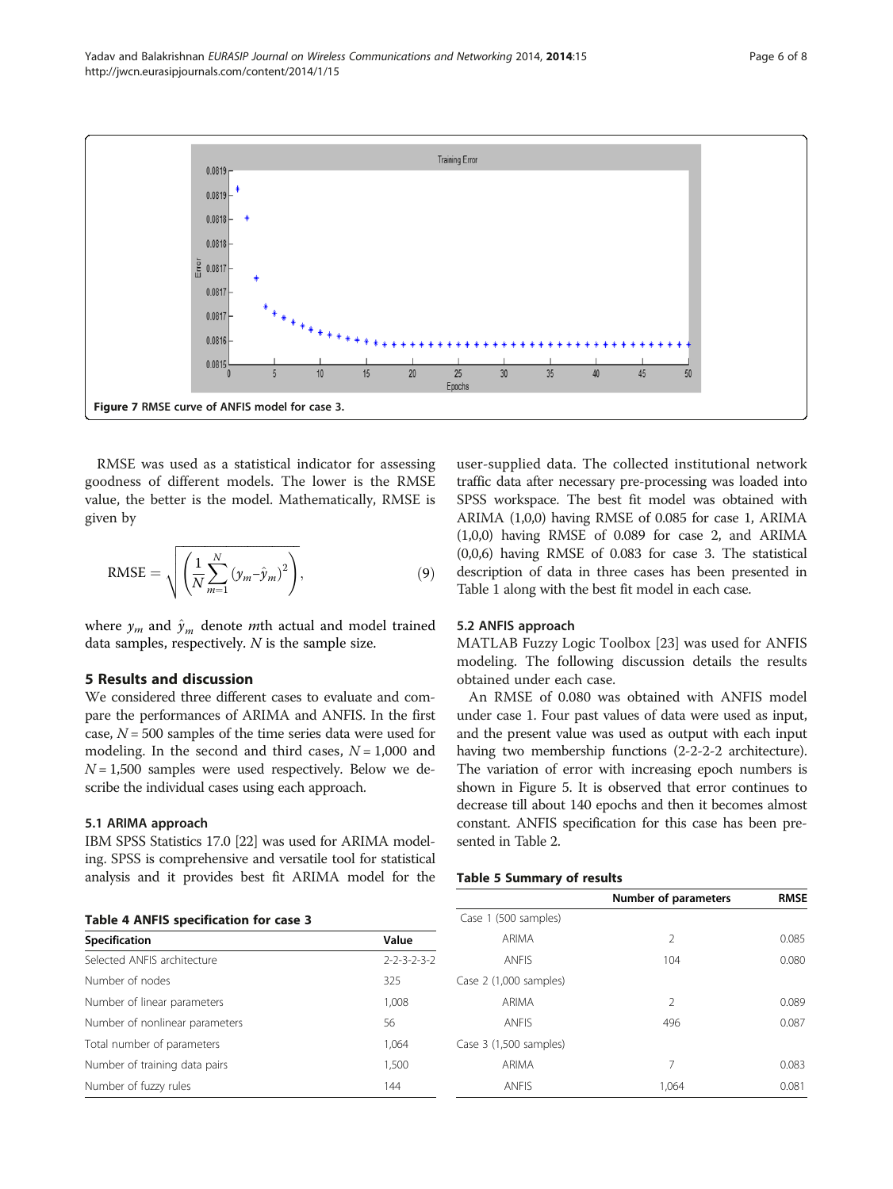Figure 7 RMSE curve of ANFIS model for case 3.

RMSE was used as a statistical indicator for assessing goodness of different models. The lower is the RMSE value, the better is the model. Mathematically, RMSE is given by

$$\mathrm{RMSE} = \sqrt{\left(\frac{1}{N}\sum_{m=1}^{N}\left(y_m - \hat{y}_m\right)^2\right)}, \tag{9}$$

where $y_m$ and $\hat{y}_m$ denote $m$th actual and model trained data samples, respectively. $N$ is the sample size.

## 5 Results and discussion

We considered three different cases to evaluate and compare the performances of ARIMA and ANFIS. In the first case, $N = 500$ samples of the time series data were used for modeling. In the second and third cases, $N = 1{,}000$ and $N = 1{,}500$ samples were used respectively. Below we describe the individual cases using each approach.

### 5.1 ARIMA approach

IBM SPSS Statistics 17.0 [22] was used for ARIMA modeling. SPSS is comprehensive and versatile tool for statistical analysis and it provides best fit ARIMA model for the user-supplied data. The collected institutional network traffic data after necessary pre-processing was loaded into SPSS workspace. The best fit model was obtained with ARIMA (1,0,0) having RMSE of 0.085 for case 1, ARIMA (1,0,0) having RMSE of 0.089 for case 2, and ARIMA (0,0,6) having RMSE of 0.083 for case 3. The statistical description of data in three cases has been presented in Table 1 along with the best fit model in each case.

**Table 4 ANFIS specification for case 3**

| Specification | Value |
|---|---|
| Selected ANFIS architecture | 2-2-3-2-3-2 |
| Number of nodes | 325 |
| Number of linear parameters | 1,008 |
| Number of nonlinear parameters | 56 |
| Total number of parameters | 1,064 |
| Number of training data pairs | 1,500 |
| Number of fuzzy rules | 144 |

### 5.2 ANFIS approach

MATLAB Fuzzy Logic Toolbox [23] was used for ANFIS modeling. The following discussion details the results obtained under each case.

An RMSE of 0.080 was obtained with ANFIS model under case 1. Four past values of data were used as input, and the present value was used as output with each input having two membership functions (2-2-2-2 architecture). The variation of error with increasing epoch numbers is shown in Figure 5. It is observed that error continues to decrease till about 140 epochs and then it becomes almost constant. ANFIS specification for this case has been presented in Table 2.

**Table 5 Summary of results**

| | Number of parameters | RMSE |
|---|---|---|
| Case 1 (500 samples) | | |
| ARIMA | 2 | 0.085 |
| ANFIS | 104 | 0.080 |
| Case 2 (1,000 samples) | | |
| ARIMA | 2 | 0.089 |
| ANFIS | 496 | 0.087 |
| Case 3 (1,500 samples) | | |
| ARIMA | 7 | 0.083 |
| ANFIS | 1,064 | 0.081 |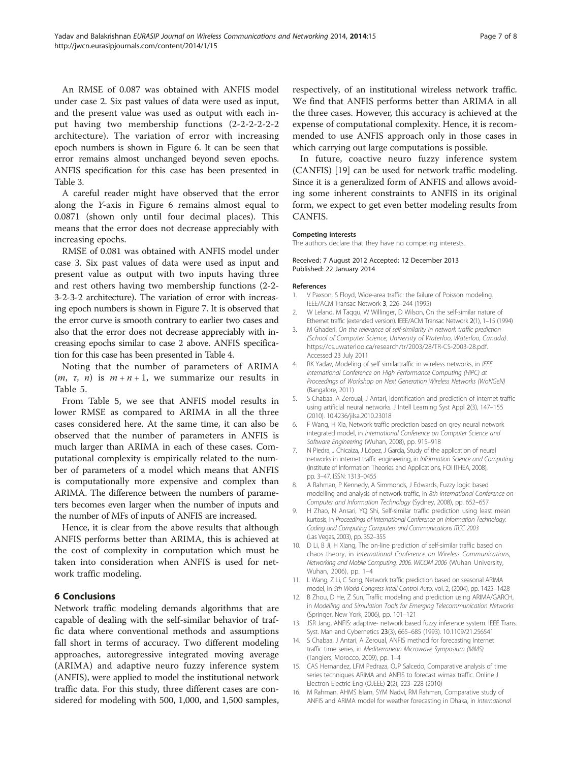An RMSE of 0.087 was obtained with ANFIS model under case 2. Six past values of data were used as input, and the present value was used as output with each input having two membership functions (2-2-2-2-2-2 architecture). The variation of error with increasing epoch numbers is shown in Figure 6. It can be seen that error remains almost unchanged beyond seven epochs. ANFIS specification for this case has been presented in Table 3.

A careful reader might have observed that the error along the *Y*-axis in Figure 6 remains almost equal to 0.0871 (shown only until four decimal places). This means that the error does not decrease appreciably with increasing epochs.

RMSE of 0.081 was obtained with ANFIS model under case 3. Six past values of data were used as input and present value as output with two inputs having three and rest others having two membership functions (2-2-3-2-3-2 architecture). The variation of error with increasing epoch numbers is shown in Figure 7. It is observed that the error curve is smooth contrary to earlier two cases and also that the error does not decrease appreciably with increasing epochs similar to case 2 above. ANFIS specification for this case has been presented in Table 4.

Noting that the number of parameters of ARIMA $(m, \tau, n)$ is $m + n + 1$, we summarize our results in Table 5.

From Table 5, we see that ANFIS model results in lower RMSE as compared to ARIMA in all the three cases considered here. At the same time, it can also be observed that the number of parameters in ANFIS is much larger than ARIMA in each of these cases. Computational complexity is empirically related to the number of parameters of a model which means that ANFIS is computationally more expensive and complex than ARIMA. The difference between the numbers of parameters becomes even larger when the number of inputs and the number of MFs of inputs of ANFIS are increased.

Hence, it is clear from the above results that although ANFIS performs better than ARIMA, this is achieved at the cost of complexity in computation which must be taken into consideration when ANFIS is used for network traffic modeling.

## 6 Conclusions

Network traffic modeling demands algorithms that are capable of dealing with the self-similar behavior of traffic data where conventional methods and assumptions fall short in terms of accuracy. Two different modeling approaches, autoregressive integrated moving average (ARIMA) and adaptive neuro fuzzy inference system (ANFIS), were applied to model the institutional network traffic data. For this study, three different cases are considered for modeling with 500, 1,000, and 1,500 samples, respectively, of an institutional wireless network traffic. We find that ANFIS performs better than ARIMA in all the three cases. However, this accuracy is achieved at the expense of computational complexity. Hence, it is recommended to use ANFIS approach only in those cases in which carrying out large computations is possible.

In future, coactive neuro fuzzy inference system (CANFIS) [19] can be used for network traffic modeling. Since it is a generalized form of ANFIS and allows avoiding some inherent constraints to ANFIS in its original form, we expect to get even better modeling results from CANFIS.

#### Competing interests

The authors declare that they have no competing interests.

Received: 7 August 2012 Accepted: 12 December 2013
Published: 22 January 2014

#### References

1. V Paxson, S Floyd, Wide-area traffic: the failure of Poisson modeling. IEEE/ACM Transac Network **3**, 226–244 (1995)
2. W Leland, M Taqqu, W Willinger, D Wilson, On the self-similar nature of Ethernet traffic (extended version). IEEE/ACM Transac Network **2**(1), 1–15 (1994)
3. M Ghaderi, *On the relevance of self-similarity in network traffic prediction (School of Computer Science, University of Waterloo, Waterloo, Canada)*. https://cs.uwaterloo.ca/research/tr/2003/28/TR-CS-2003-28.pdf. Accessed 23 July 2011
4. RK Yadav, Modeling of self similartraffic in wireless networks, in *IEEE International Conference on High Performance Computing (HiPC) at Proceedings of Workshop on Next Generation Wireless Networks (WoNGeN)* (Bangalore, 2011)
5. S Chabaa, A Zeroual, J Antari, Identification and prediction of internet traffic using artificial neural networks. J Intell Learning Syst Appl **2**(3), 147–155 (2010). 10.4236/jilsa.2010.23018
6. F Wang, H Xia, Network traffic prediction based on grey neural network integrated model, in *International Conference on Computer Science and Software Engineering* (Wuhan, 2008), pp. 915–918
7. N Piedra, J Chicaiza, J López, J García, Study of the application of neural networks in internet traffic engineering, in *Information Science and Computing* (Institute of Information Theories and Applications, FOI ITHEA, 2008), pp. 3–47. ISSN: 1313–0455
8. A Rahman, P Kennedy, A Simmonds, J Edwards, Fuzzy logic based modelling and analysis of network traffic, in *8th International Conference on Computer and Information Technology* (Sydney, 2008), pp. 652–657
9. H Zhao, N Ansari, YQ Shi, Self-similar traffic prediction using least mean kurtosis, in *Proceedings of International Conference on Information Technology: Coding and Computing Computers and Communications ITCC 2003* (Las Vegas, 2003), pp. 352–355
10. D Li, B Ji, H Xiang, The on-line prediction of self-similar traffic based on chaos theory, in *International Conference on Wireless Communications, Networking and Mobile Computing, 2006. WiCOM 2006* (Wuhan University, Wuhan, 2006), pp. 1–4
11. L Wang, Z Li, C Song, Network traffic prediction based on seasonal ARIMA model, in *5th World Congress Intell Control Auto*, vol. 2, (2004), pp. 1425–1428
12. B Zhou, D He, Z Sun, Traffic modeling and prediction using ARIMA/GARCH, in *Modelling and Simulation Tools for Emerging Telecommunication Networks* (Springer, New York, 2006), pp. 101–121
13. JSR Jang, ANFIS: adaptive- network based fuzzy inference system. IEEE Trans. Syst. Man and Cybernetics **23**(3), 665–685 (1993). 10.1109/21.256541
14. S Chabaa, J Antari, A Zeroual, ANFIS method for forecasting Internet traffic time series, in *Mediterranean Microwave Symposium (MMS)* (Tangiers, Morocco, 2009), pp. 1–4
15. CAS Hernandez, LFM Pedraza, OJP Salcedo, Comparative analysis of time series techniques ARIMA and ANFIS to forecast wimax traffic. Online J Electron Electric Eng (OJEEE) **2**(2), 223–228 (2010)
16. M Rahman, AHMS Islam, SYM Nadvi, RM Rahman, Comparative study of ANFIS and ARIMA model for weather forecasting in Dhaka, in *International*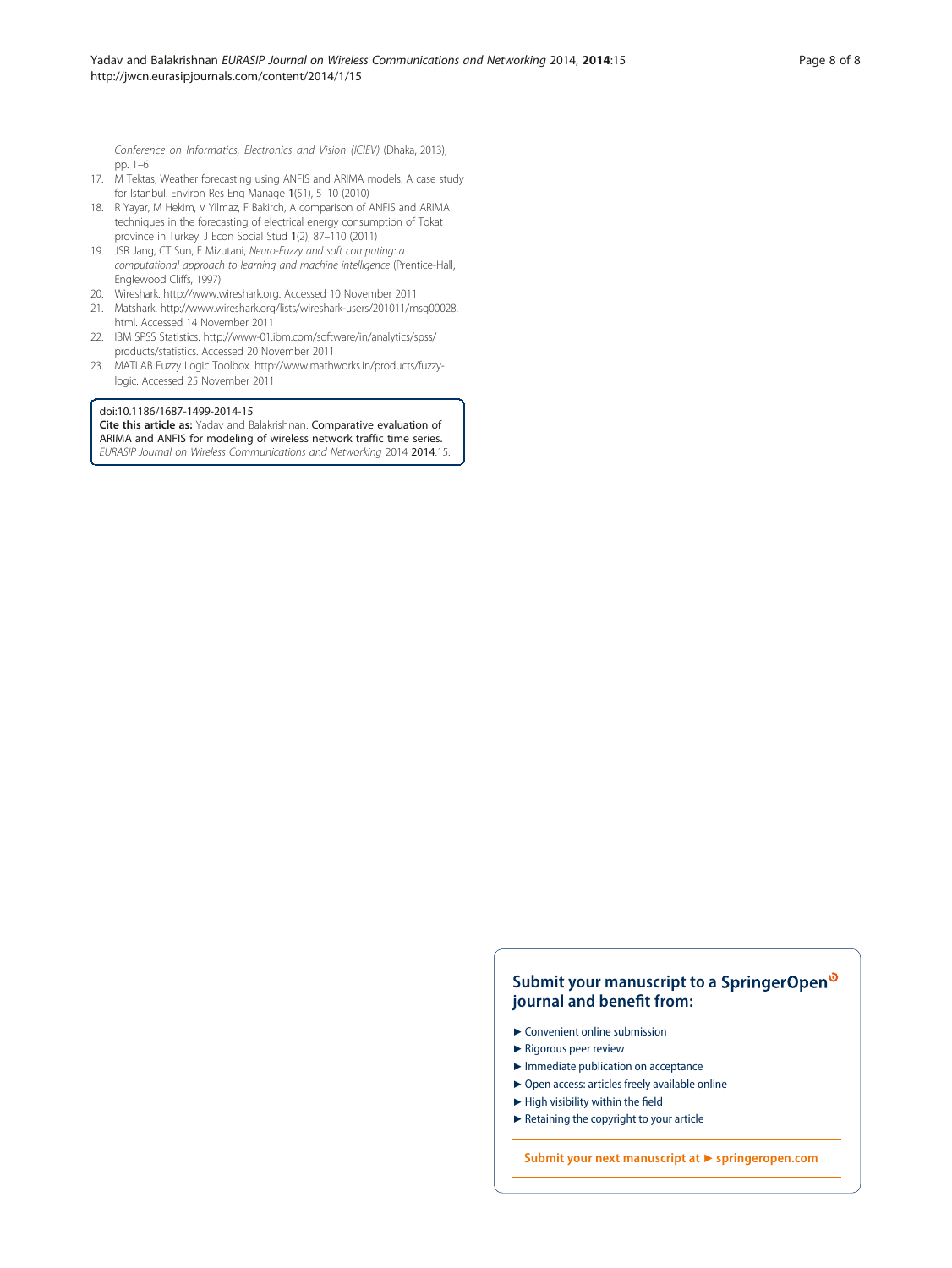Conference on Informatics, Electronics and Vision (ICIEV)* (Dhaka, 2013), pp. 1–6

17. M Tektas, Weather forecasting using ANFIS and ARIMA models. A case study for Istanbul. Environ Res Eng Manage **1**(51), 5–10 (2010)
18. R Yayar, M Hekim, V Yilmaz, F Bakirch, A comparison of ANFIS and ARIMA techniques in the forecasting of electrical energy consumption of Tokat province in Turkey. J Econ Social Stud **1**(2), 87–110 (2011)
19. JSR Jang, CT Sun, E Mizutani, *Neuro-Fuzzy and soft computing: a computational approach to learning and machine intelligence* (Prentice-Hall, Englewood Cliffs, 1997)
20. Wireshark. http://www.wireshark.org. Accessed 10 November 2011
21. Matshark. http://www.wireshark.org/lists/wireshark-users/201011/msg00028.html. Accessed 14 November 2011
22. IBM SPSS Statistics. http://www-01.ibm.com/software/in/analytics/spss/products/statistics. Accessed 20 November 2011
23. MATLAB Fuzzy Logic Toolbox. http://www.mathworks.in/products/fuzzy-logic. Accessed 25 November 2011

doi:10.1186/1687-1499-2014-15

**Cite this article as:** Yadav and Balakrishnan: Comparative evaluation of ARIMA and ANFIS for modeling of wireless network traffic time series. *EURASIP Journal on Wireless Communications and Networking* 2014 **2014**:15.

**Submit your manuscript to a SpringerOpen journal and benefit from:**

- ► Convenient online submission
- ► Rigorous peer review
- ► Immediate publication on acceptance
- ► Open access: articles freely available online
- ► High visibility within the field
- ► Retaining the copyright to your article

**Submit your next manuscript at ► springeropen.com**